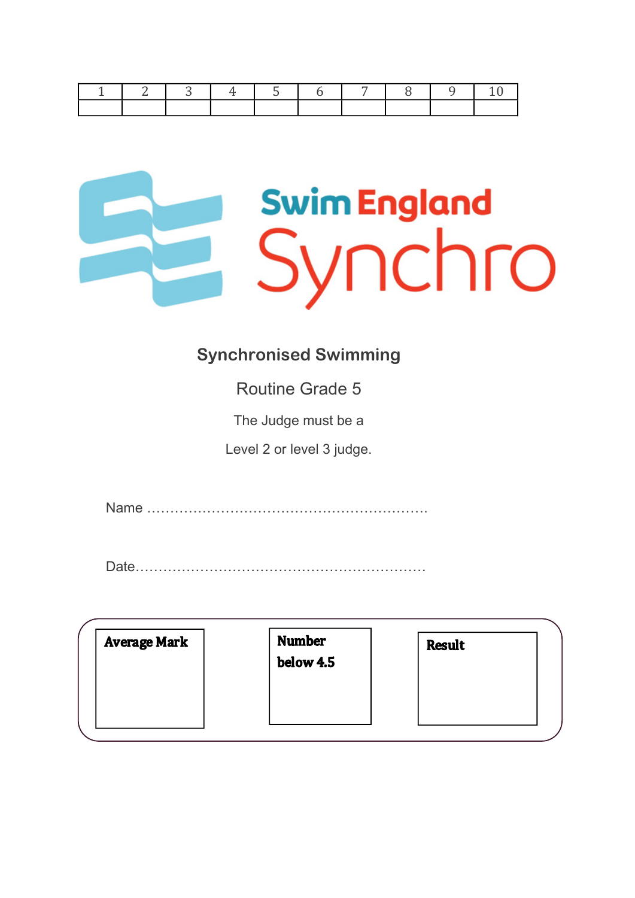| 1 | 2 | 3 | 4 | 5 | 6 | 7 | 8 | 9 | 10 |
|---|---|---|---|---|---|---|---|---|---|
| | | | | | | | | | |

Swim England Synchro

## Synchronised Swimming

Routine Grade 5

The Judge must be a

Level 2 or level 3 judge.

Name ……………………………………………………

Date………………………………………………………

| **Average Mark** | **Number below 4.5** | **Result** |
|---|---|---|
| | | |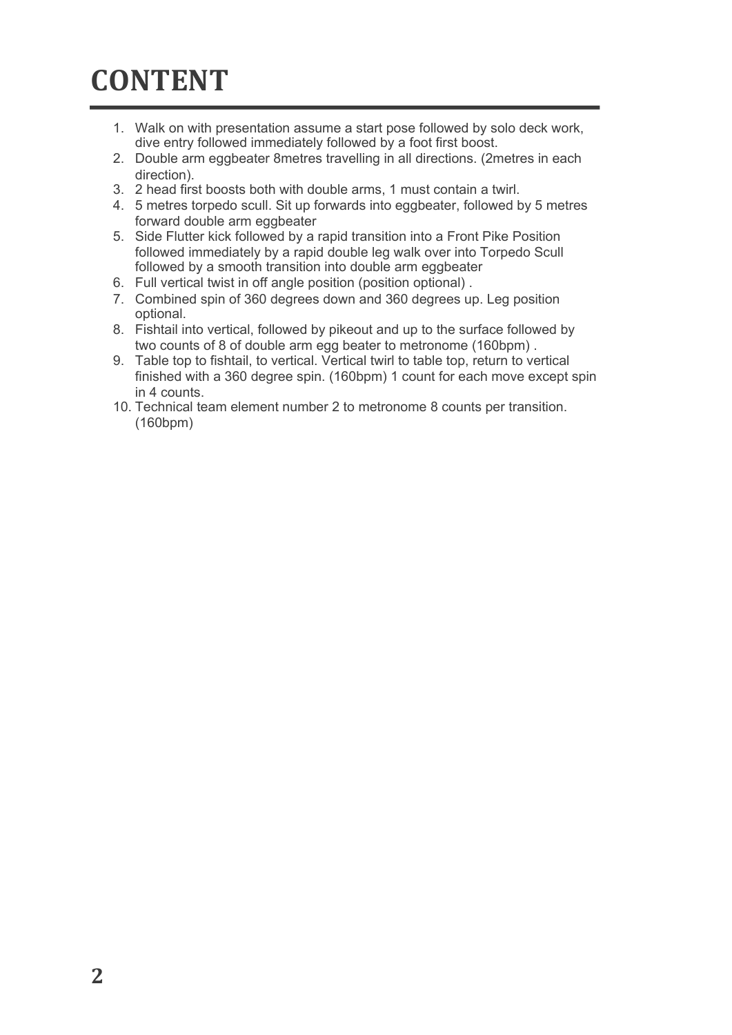# CONTENT

1. Walk on with presentation assume a start pose followed by solo deck work, dive entry followed immediately followed by a foot first boost.
2. Double arm eggbeater 8metres travelling in all directions. (2metres in each direction).
3. 2 head first boosts both with double arms, 1 must contain a twirl.
4. 5 metres torpedo scull. Sit up forwards into eggbeater, followed by 5 metres forward double arm eggbeater
5. Side Flutter kick followed by a rapid transition into a Front Pike Position followed immediately by a rapid double leg walk over into Torpedo Scull followed by a smooth transition into double arm eggbeater
6. Full vertical twist in off angle position (position optional) .
7. Combined spin of 360 degrees down and 360 degrees up. Leg position optional.
8. Fishtail into vertical, followed by pikeout and up to the surface followed by two counts of 8 of double arm egg beater to metronome (160bpm) .
9. Table top to fishtail, to vertical. Vertical twirl to table top, return to vertical finished with a 360 degree spin. (160bpm) 1 count for each move except spin in 4 counts.
10. Technical team element number 2 to metronome 8 counts per transition. (160bpm)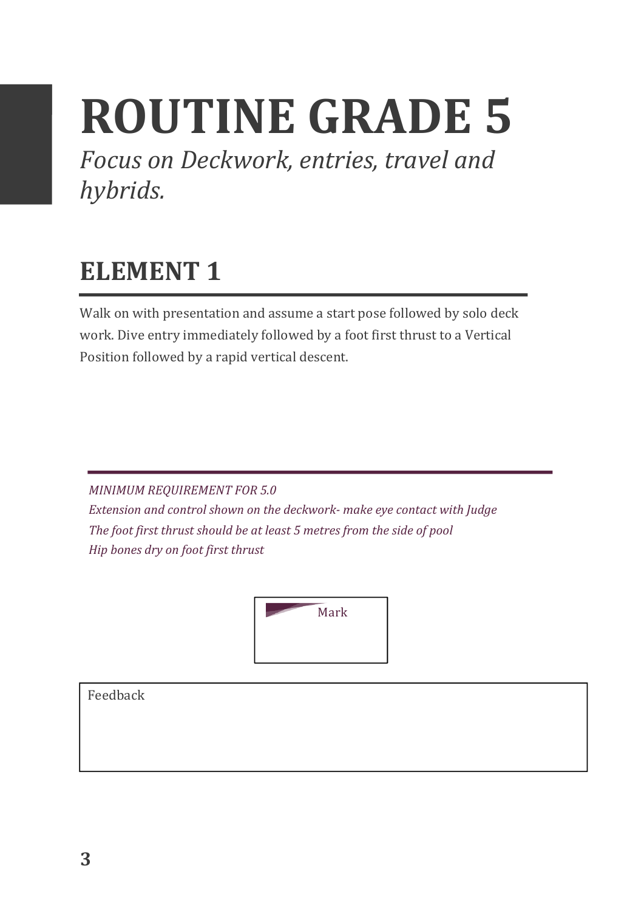# ROUTINE GRADE 5

*Focus on Deckwork, entries, travel and hybrids.*

## ELEMENT 1

Walk on with presentation and assume a start pose followed by solo deck work. Dive entry immediately followed by a foot first thrust to a Vertical Position followed by a rapid vertical descent.

*MINIMUM REQUIREMENT FOR 5.0*
*Extension and control shown on the deckwork- make eye contact with Judge*
*The foot first thrust should be at least 5 metres from the side of pool*
*Hip bones dry on foot first thrust*

Mark

Feedback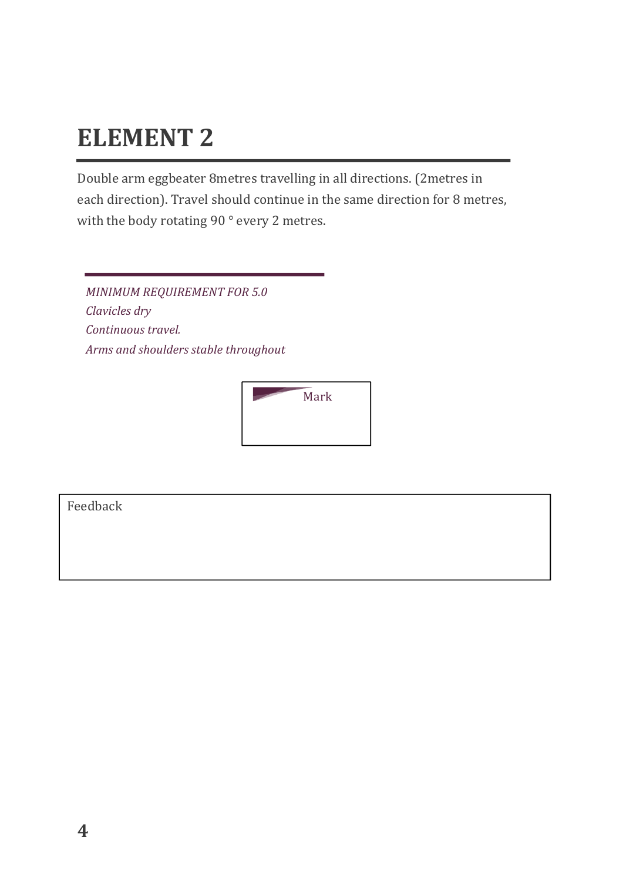# ELEMENT 2

Double arm eggbeater 8metres travelling in all directions. (2metres in each direction). Travel should continue in the same direction for 8 metres, with the body rotating 90 ° every 2 metres.

*MINIMUM REQUIREMENT FOR 5.0*
*Clavicles dry*
*Continuous travel.*
*Arms and shoulders stable throughout*

| Mark |
| --- |
| |

| Feedback |
| --- |
| |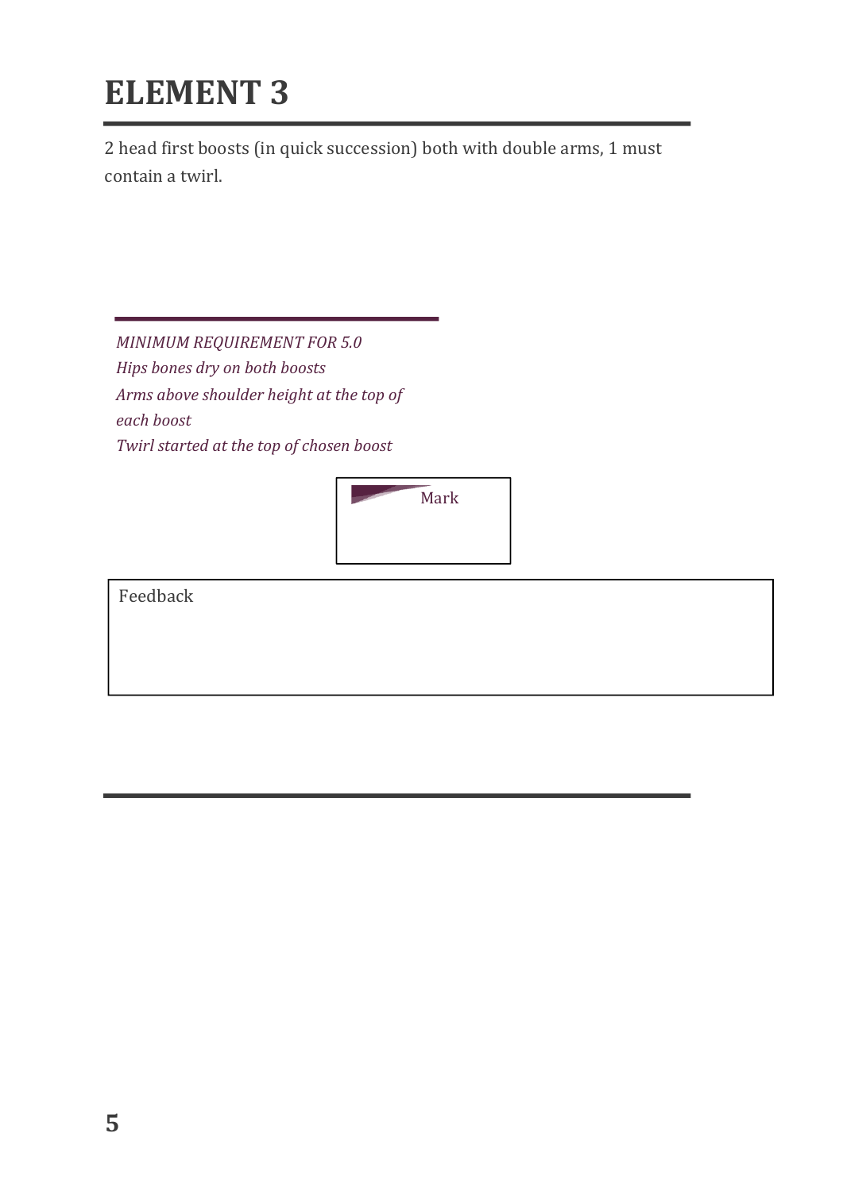# ELEMENT 3

2 head first boosts (in quick succession) both with double arms, 1 must contain a twirl.

*MINIMUM REQUIREMENT FOR 5.0*
*Hips bones dry on both boosts*
*Arms above shoulder height at the top of each boost*
*Twirl started at the top of chosen boost*

| Mark |
| --- |
| |

| Feedback |
| --- |
| |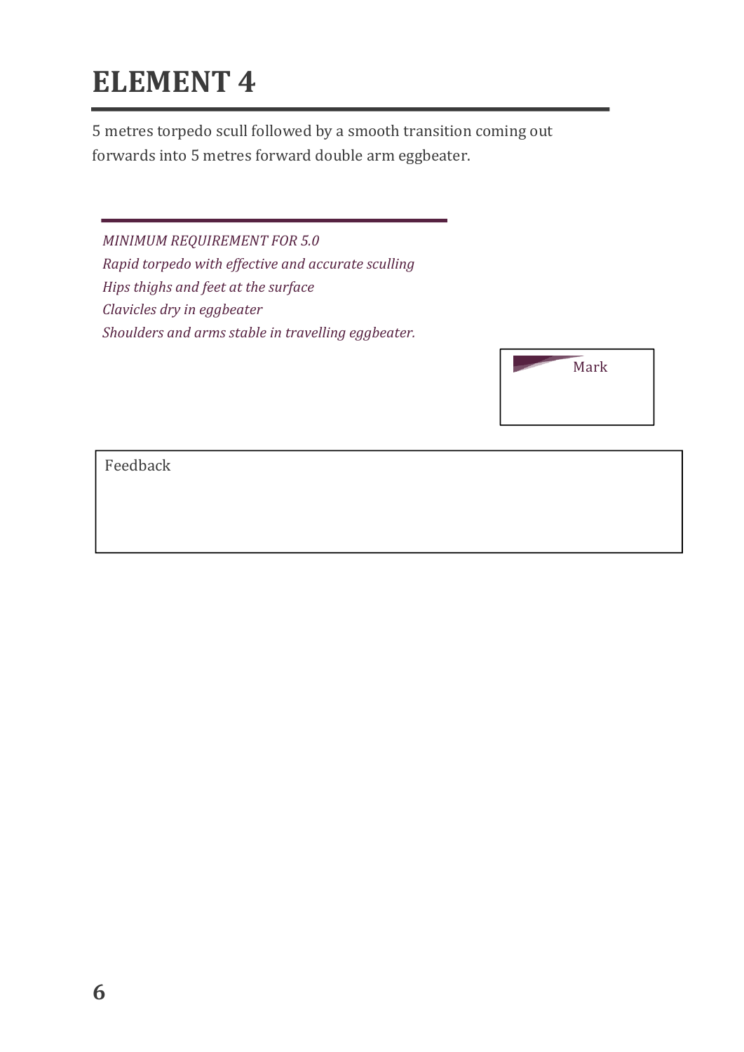# ELEMENT 4

5 metres torpedo scull followed by a smooth transition coming out forwards into 5 metres forward double arm eggbeater.

*MINIMUM REQUIREMENT FOR 5.0*
*Rapid torpedo with effective and accurate sculling*
*Hips thighs and feet at the surface*
*Clavicles dry in eggbeater*
*Shoulders and arms stable in travelling eggbeater.*

| Mark |
| --- |
| |

| Feedback |
| --- |
| |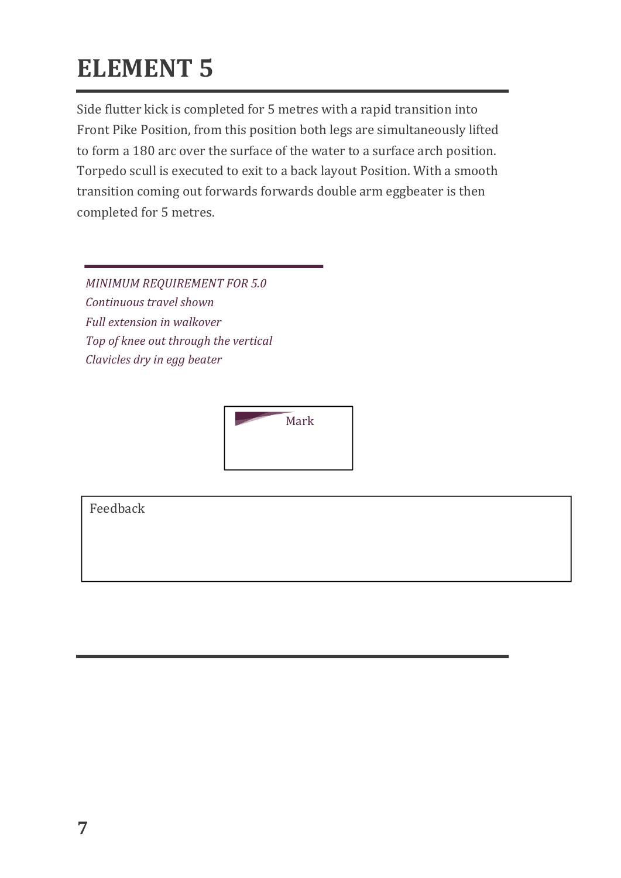# ELEMENT 5

Side flutter kick is completed for 5 metres with a rapid transition into Front Pike Position, from this position both legs are simultaneously lifted to form a 180 arc over the surface of the water to a surface arch position. Torpedo scull is executed to exit to a back layout Position. With a smooth transition coming out forwards forwards double arm eggbeater is then completed for 5 metres.

*MINIMUM REQUIREMENT FOR 5.0*
*Continuous travel shown*
*Full extension in walkover*
*Top of knee out through the vertical*
*Clavicles dry in egg beater*

Mark

Feedback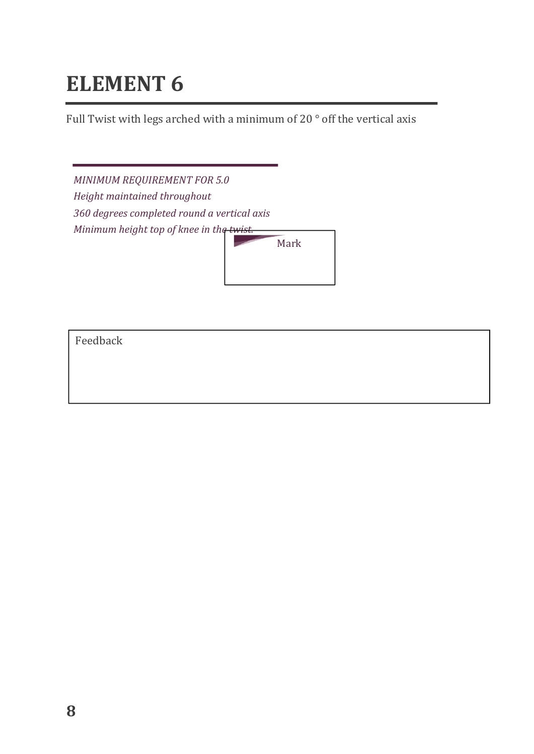# ELEMENT 6

Full Twist with legs arched with a minimum of 20 ° off the vertical axis

*MINIMUM REQUIREMENT FOR 5.0*

*Height maintained throughout*

*360 degrees completed round a vertical axis*

*Minimum height top of knee in the twist.*

Mark

Feedback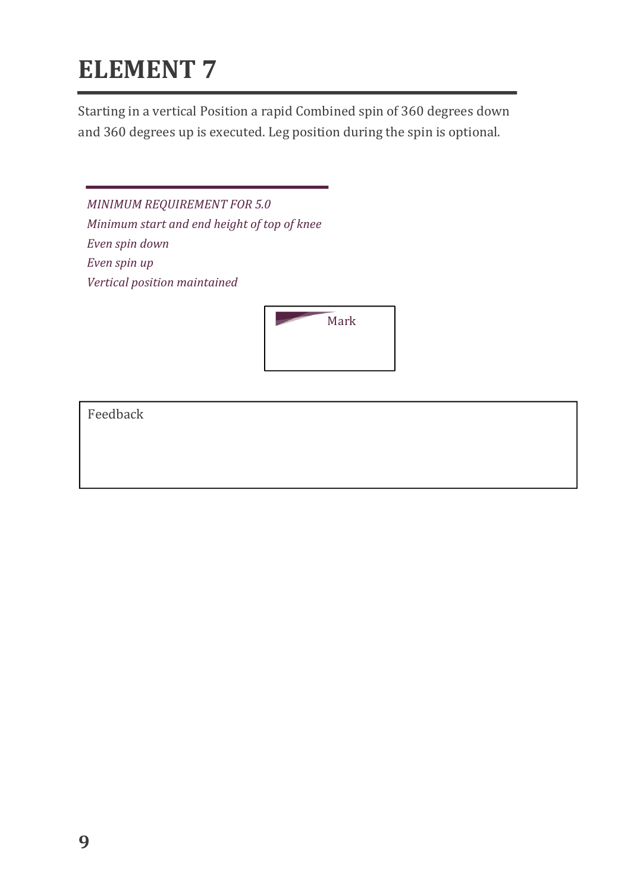# ELEMENT 7

Starting in a vertical Position a rapid Combined spin of 360 degrees down and 360 degrees up is executed. Leg position during the spin is optional.

*MINIMUM REQUIREMENT FOR 5.0*
*Minimum start and end height of top of knee*
*Even spin down*
*Even spin up*
*Vertical position maintained*

| Mark |
| --- |
| |

| Feedback |
| --- |
| |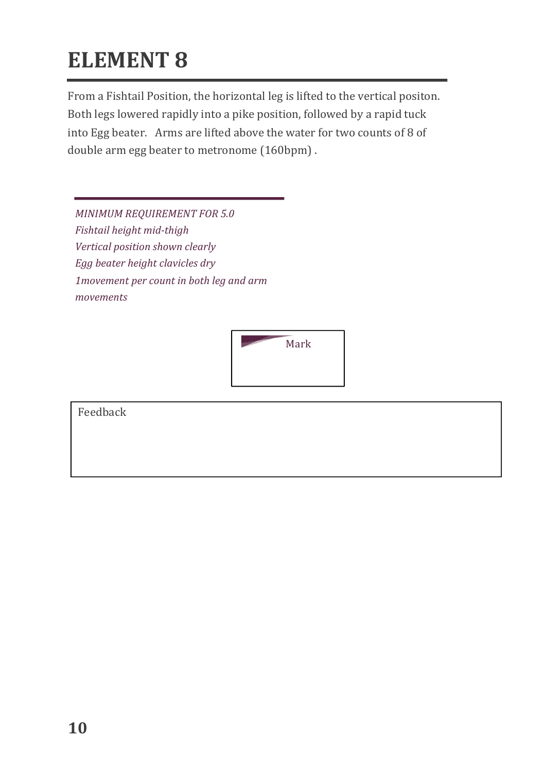# ELEMENT 8

From a Fishtail Position, the horizontal leg is lifted to the vertical positon. Both legs lowered rapidly into a pike position, followed by a rapid tuck into Egg beater. Arms are lifted above the water for two counts of 8 of double arm egg beater to metronome (160bpm) .

*MINIMUM REQUIREMENT FOR 5.0*
*Fishtail height mid-thigh*
*Vertical position shown clearly*
*Egg beater height clavicles dry*
*1movement per count in both leg and arm movements*

Mark

Feedback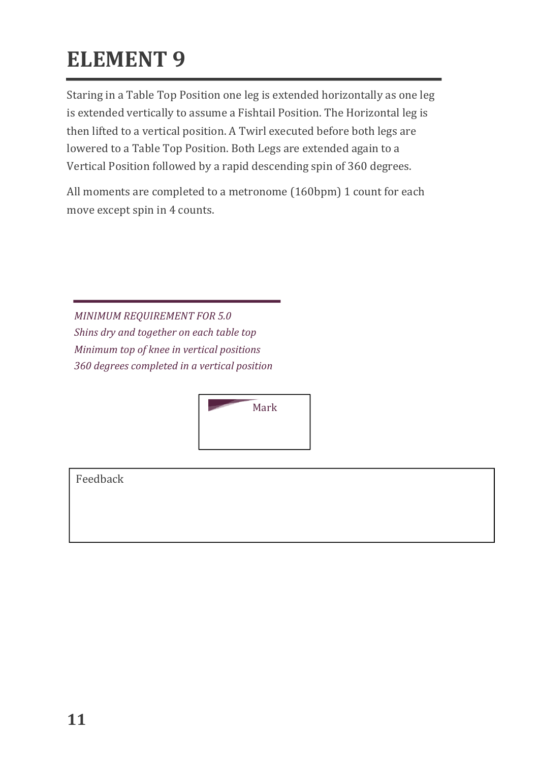# ELEMENT 9

Staring in a Table Top Position one leg is extended horizontally as one leg is extended vertically to assume a Fishtail Position. The Horizontal leg is then lifted to a vertical position. A Twirl executed before both legs are lowered to a Table Top Position. Both Legs are extended again to a Vertical Position followed by a rapid descending spin of 360 degrees.

All moments are completed to a metronome (160bpm) 1 count for each move except spin in 4 counts.

*MINIMUM REQUIREMENT FOR 5.0*
*Shins dry and together on each table top*
*Minimum top of knee in vertical positions*
*360 degrees completed in a vertical position*

Mark

Feedback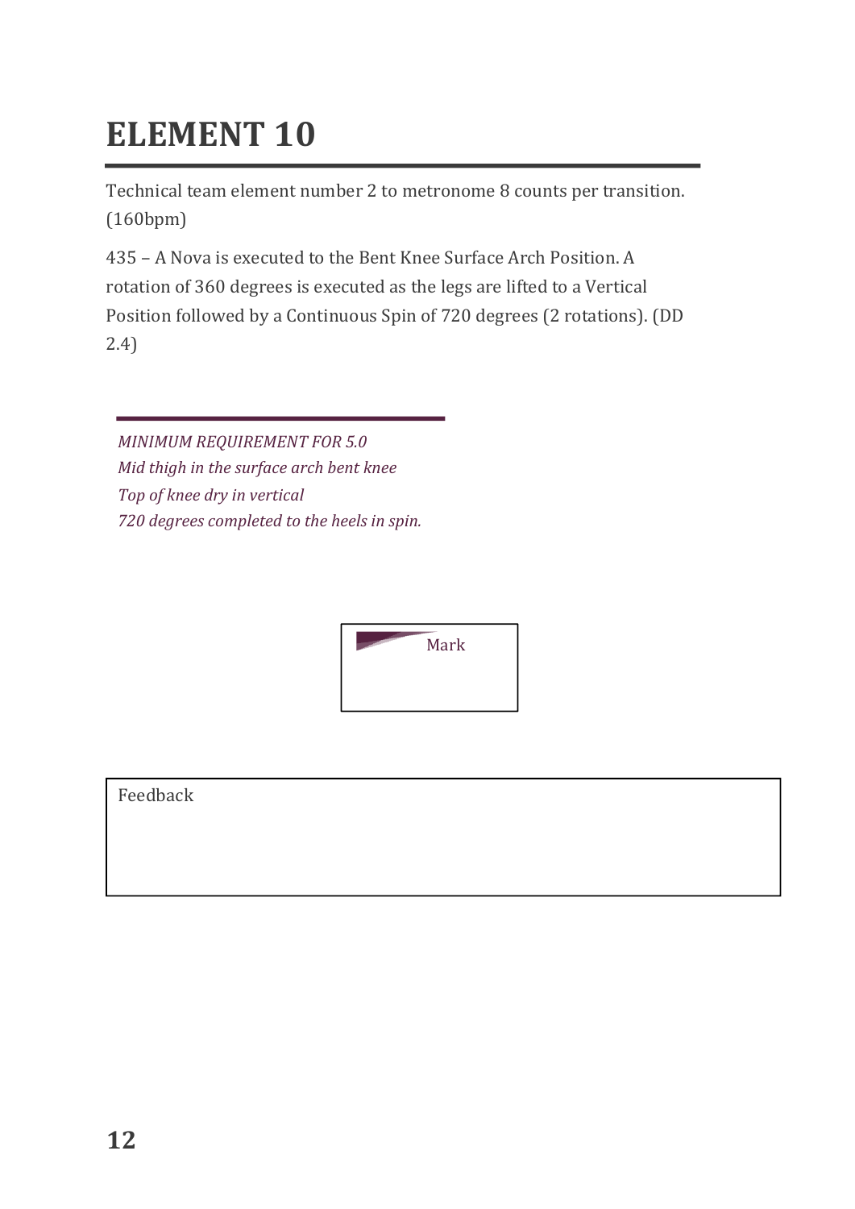# ELEMENT 10

Technical team element number 2 to metronome 8 counts per transition. (160bpm)

435 – A Nova is executed to the Bent Knee Surface Arch Position. A rotation of 360 degrees is executed as the legs are lifted to a Vertical Position followed by a Continuous Spin of 720 degrees (2 rotations). (DD 2.4)

*MINIMUM REQUIREMENT FOR 5.0*
*Mid thigh in the surface arch bent knee*
*Top of knee dry in vertical*
*720 degrees completed to the heels in spin.*

Mark

Feedback